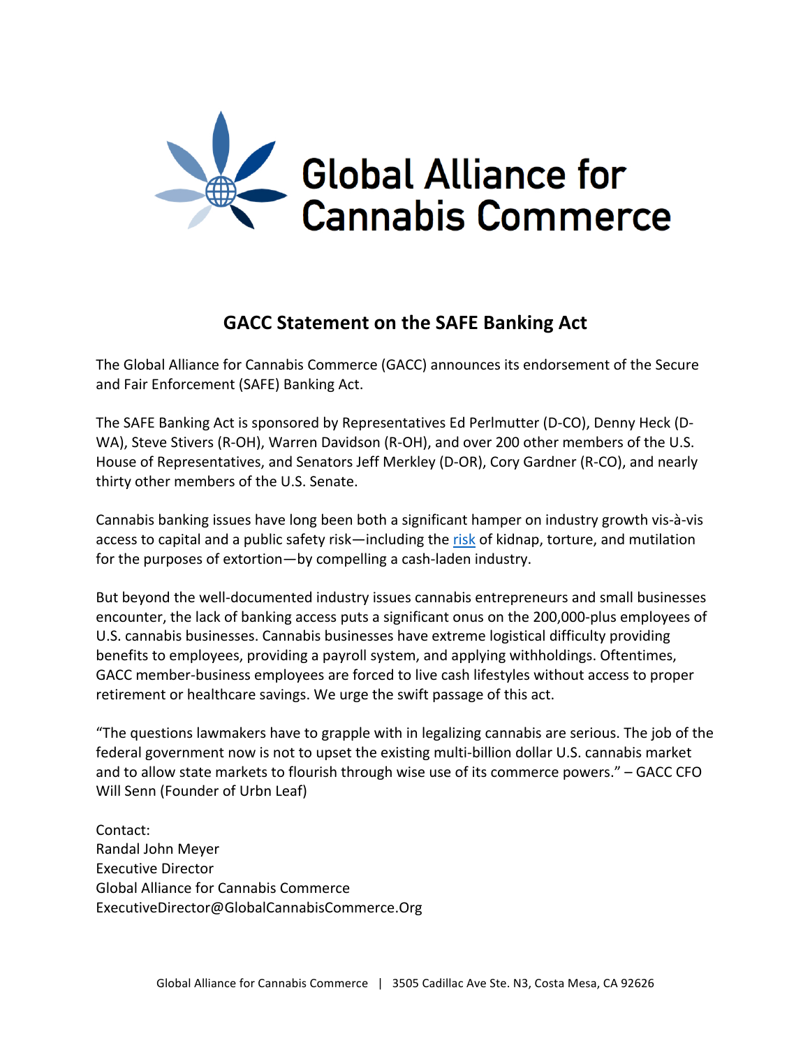Global Alliance for Cannabis Commerce

## GACC Statement on the SAFE Banking Act

The Global Alliance for Cannabis Commerce (GACC) announces its endorsement of the Secure and Fair Enforcement (SAFE) Banking Act.

The SAFE Banking Act is sponsored by Representatives Ed Perlmutter (D-CO), Denny Heck (D-WA), Steve Stivers (R-OH), Warren Davidson (R-OH), and over 200 other members of the U.S. House of Representatives, and Senators Jeff Merkley (D-OR), Cory Gardner (R-CO), and nearly thirty other members of the U.S. Senate.

Cannabis banking issues have long been both a significant hamper on industry growth vis-à-vis access to capital and a public safety risk—including the risk of kidnap, torture, and mutilation for the purposes of extortion—by compelling a cash-laden industry.

But beyond the well-documented industry issues cannabis entrepreneurs and small businesses encounter, the lack of banking access puts a significant onus on the 200,000-plus employees of U.S. cannabis businesses. Cannabis businesses have extreme logistical difficulty providing benefits to employees, providing a payroll system, and applying withholdings. Oftentimes, GACC member-business employees are forced to live cash lifestyles without access to proper retirement or healthcare savings. We urge the swift passage of this act.

"The questions lawmakers have to grapple with in legalizing cannabis are serious. The job of the federal government now is not to upset the existing multi-billion dollar U.S. cannabis market and to allow state markets to flourish through wise use of its commerce powers." – GACC CFO Will Senn (Founder of Urbn Leaf)

Contact:
Randal John Meyer
Executive Director
Global Alliance for Cannabis Commerce
ExecutiveDirector@GlobalCannabisCommerce.Org

Global Alliance for Cannabis Commerce | 3505 Cadillac Ave Ste. N3, Costa Mesa, CA 92626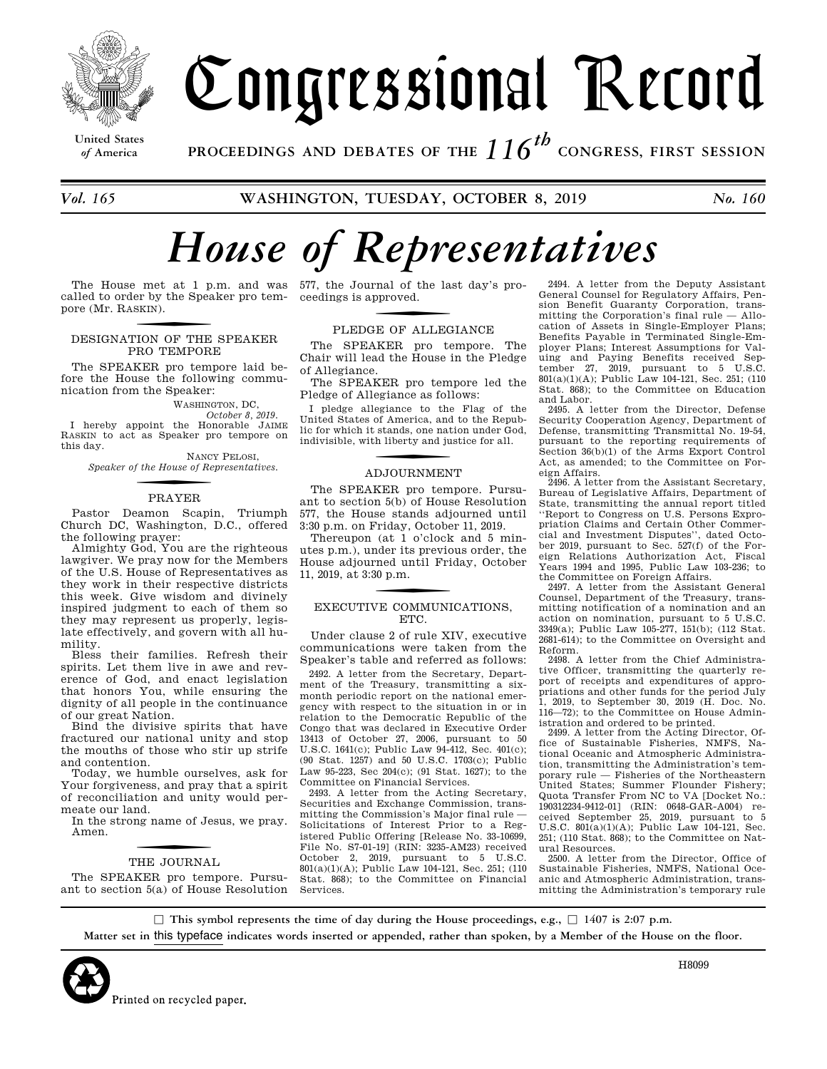# Congressional Record

United States of America

PROCEEDINGS AND DEBATES OF THE 116th CONGRESS, FIRST SESSION

*Vol. 165* WASHINGTON, TUESDAY, OCTOBER 8, 2019 *No. 160*

# *House of Representatives*

The House met at 1 p.m. and was called to order by the Speaker pro tempore (Mr. RASKIN).

## DESIGNATION OF THE SPEAKER PRO TEMPORE

The SPEAKER pro tempore laid before the House the following communication from the Speaker:

WASHINGTON, DC,
*October 8, 2019.*

I hereby appoint the Honorable JAIME RASKIN to act as Speaker pro tempore on this day.

NANCY PELOSI,
*Speaker of the House of Representatives.*

## PRAYER

Pastor Deamon Scapin, Triumph Church DC, Washington, D.C., offered the following prayer:

Almighty God, You are the righteous lawgiver. We pray now for the Members of the U.S. House of Representatives as they work in their respective districts this week. Give wisdom and divinely inspired judgment to each of them so they may represent us properly, legislate effectively, and govern with all humility.

Bless their families. Refresh their spirits. Let them live in awe and reverence of God, and enact legislation that honors You, while ensuring the dignity of all people in the continuance of our great Nation.

Bind the divisive spirits that have fractured our national unity and stop the mouths of those who stir up strife and contention.

Today, we humble ourselves, ask for Your forgiveness, and pray that a spirit of reconciliation and unity would permeate our land.

In the strong name of Jesus, we pray. Amen.

## THE JOURNAL

The SPEAKER pro tempore. Pursuant to section 5(a) of House Resolution 577, the Journal of the last day's proceedings is approved.

## PLEDGE OF ALLEGIANCE

The SPEAKER pro tempore. The Chair will lead the House in the Pledge of Allegiance.

The SPEAKER pro tempore led the Pledge of Allegiance as follows:

I pledge allegiance to the Flag of the United States of America, and to the Republic for which it stands, one nation under God, indivisible, with liberty and justice for all.

## ADJOURNMENT

The SPEAKER pro tempore. Pursuant to section 5(b) of House Resolution 577, the House stands adjourned until 3:30 p.m. on Friday, October 11, 2019.

Thereupon (at 1 o'clock and 5 minutes p.m.), under its previous order, the House adjourned until Friday, October 11, 2019, at 3:30 p.m.

## EXECUTIVE COMMUNICATIONS, ETC.

Under clause 2 of rule XIV, executive communications were taken from the Speaker's table and referred as follows:

2492. A letter from the Secretary, Department of the Treasury, transmitting a six-month periodic report on the national emergency with respect to the situation in or in relation to the Democratic Republic of the Congo that was declared in Executive Order 13413 of October 27, 2006, pursuant to 50 U.S.C. 1641(c); Public Law 94-412, Sec. 401(c); (90 Stat. 1257) and 50 U.S.C. 1703(c); Public Law 95-223, Sec 204(c); (91 Stat. 1627); to the Committee on Financial Services.

2493. A letter from the Acting Secretary, Securities and Exchange Commission, transmitting the Commission's Major final rule — Solicitations of Interest Prior to a Registered Public Offering [Release No. 33-10699, File No. S7-01-19] (RIN: 3235-AM23) received October 2, 2019, pursuant to 5 U.S.C. 801(a)(1)(A); Public Law 104-121, Sec. 251; (110 Stat. 868); to the Committee on Financial Services.

2494. A letter from the Deputy Assistant General Counsel for Regulatory Affairs, Pension Benefit Guaranty Corporation, transmitting the Corporation's final rule — Allocation of Assets in Single-Employer Plans; Benefits Payable in Terminated Single-Employer Plans; Interest Assumptions for Valuing and Paying Benefits received September 27, 2019, pursuant to 5 U.S.C. 801(a)(1)(A); Public Law 104-121, Sec. 251; (110 Stat. 868); to the Committee on Education and Labor.

2495. A letter from the Director, Defense Security Cooperation Agency, Department of Defense, transmitting Transmittal No. 19-54, pursuant to the reporting requirements of Section 36(b)(1) of the Arms Export Control Act, as amended; to the Committee on Foreign Affairs.

2496. A letter from the Assistant Secretary, Bureau of Legislative Affairs, Department of State, transmitting the annual report titled "Report to Congress on U.S. Persons Expropriation Claims and Certain Other Commercial and Investment Disputes", dated October 2019, pursuant to Sec. 527(f) of the Foreign Relations Authorization Act, Fiscal Years 1994 and 1995, Public Law 103-236; to the Committee on Foreign Affairs.

2497. A letter from the Assistant General Counsel, Department of the Treasury, transmitting notification of a nomination and an action on nomination, pursuant to 5 U.S.C. 3349(a); Public Law 105-277, 151(b); (112 Stat. 2681-614); to the Committee on Oversight and Reform.

2498. A letter from the Chief Administrative Officer, transmitting the quarterly report of receipts and expenditures of appropriations and other funds for the period July 1, 2019, to September 30, 2019 (H. Doc. No. 116—72); to the Committee on House Administration and ordered to be printed.

2499. A letter from the Acting Director, Office of Sustainable Fisheries, NMFS, National Oceanic and Atmospheric Administration, transmitting the Administration's temporary rule — Fisheries of the Northeastern United States; Summer Flounder Fishery; Quota Transfer From NC to VA [Docket No.: 190312234-9412-01] (RIN: 0648-GAR-A004) received September 25, 2019, pursuant to 5 U.S.C. 801(a)(1)(A); Public Law 104-121, Sec. 251; (110 Stat. 868); to the Committee on Natural Resources.

2500. A letter from the Director, Office of Sustainable Fisheries, NMFS, National Oceanic and Atmospheric Administration, transmitting the Administration's temporary rule

---

□ This symbol represents the time of day during the House proceedings, e.g., □ 1407 is 2:07 p.m.

Matter set in this typeface indicates words inserted or appended, rather than spoken, by a Member of the House on the floor.

Printed on recycled paper.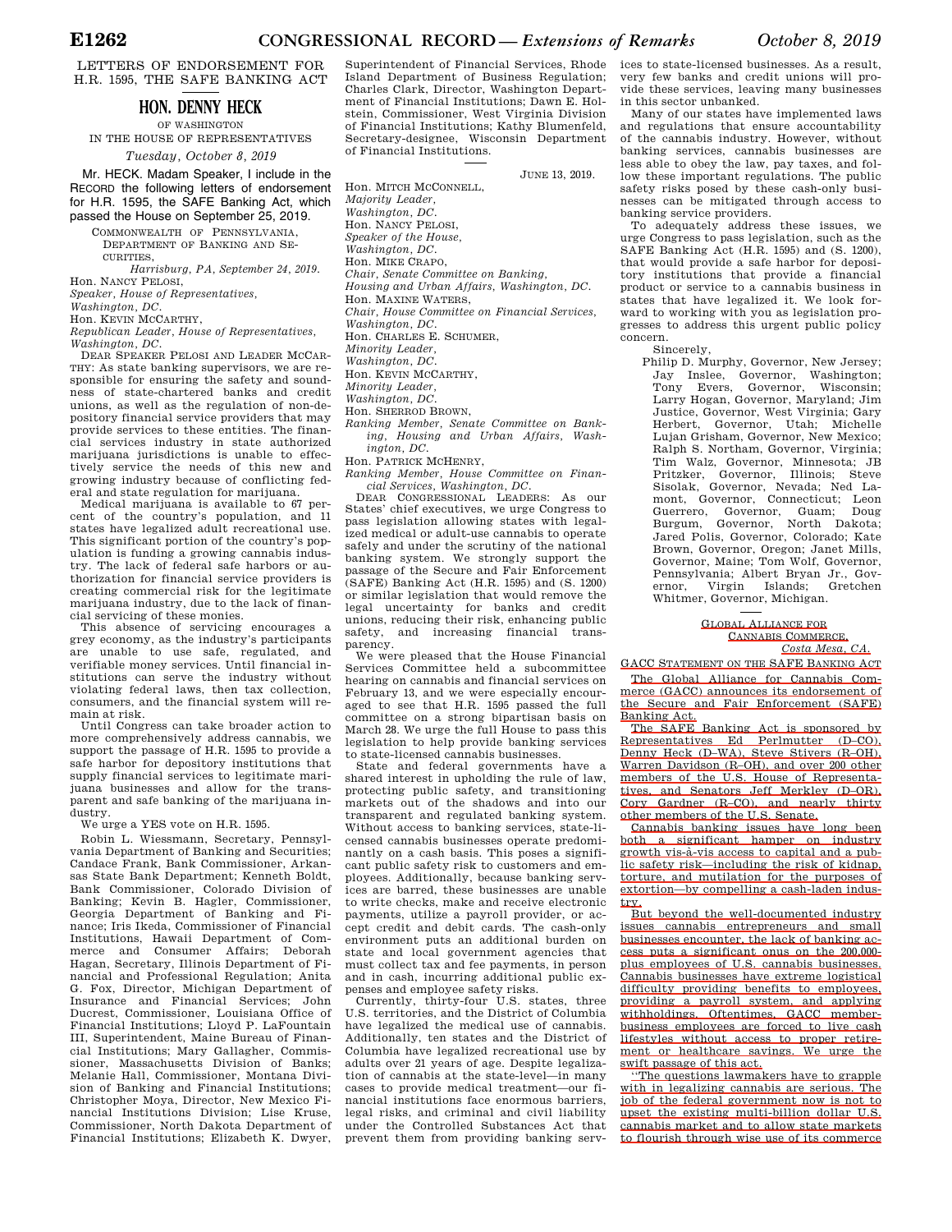# LETTERS OF ENDORSEMENT FOR H.R. 1595, THE SAFE BANKING ACT

## HON. DENNY HECK

OF WASHINGTON

IN THE HOUSE OF REPRESENTATIVES

*Tuesday, October 8, 2019*

Mr. HECK. Madam Speaker, I include in the RECORD the following letters of endorsement for H.R. 1595, the SAFE Banking Act, which passed the House on September 25, 2019.

COMMONWEALTH OF PENNSYLVANIA, DEPARTMENT OF BANKING AND SECURITIES,
*Harrisburg, PA, September 24, 2019.*

Hon. NANCY PELOSI,
*Speaker, House of Representatives, Washington, DC.*

Hon. KEVIN MCCARTHY,
*Republican Leader, House of Representatives, Washington, DC.*

DEAR SPEAKER PELOSI AND LEADER MCCARTHY: As state banking supervisors, we are responsible for ensuring the safety and soundness of state-chartered banks and credit unions, as well as the regulation of non-depository financial service providers that may provide services to these entities. The financial services industry in state authorized marijuana jurisdictions is unable to effectively service the needs of this new and growing industry because of conflicting federal and state regulation for marijuana.

Medical marijuana is available to 67 percent of the country's population, and 11 states have legalized adult recreational use. This significant portion of the country's population is funding a growing cannabis industry. The lack of federal safe harbors or authorization for financial service providers is creating commercial risk for the legitimate marijuana industry, due to the lack of financial servicing of these monies.

This absence of servicing encourages a grey economy, as the industry's participants are unable to use safe, regulated, and verifiable money services. Until financial institutions can serve the industry without violating federal laws, then tax collection, consumers, and the financial system will remain at risk.

Until Congress can take broader action to more comprehensively address cannabis, we support the passage of H.R. 1595 to provide a safe harbor for depository institutions that supply financial services to legitimate marijuana businesses and allow for the transparent and safe banking of the marijuana industry.

We urge a YES vote on H.R. 1595.

Robin L. Wiessmann, Secretary, Pennsylvania Department of Banking and Securities; Candace Frank, Bank Commissioner, Arkansas State Bank Department; Kenneth Boldt, Bank Commissioner, Colorado Division of Banking; Kevin B. Hagler, Commissioner, Georgia Department of Banking and Finance; Iris Ikeda, Commissioner of Financial Institutions, Hawaii Department of Commerce and Consumer Affairs; Deborah Hagan, Secretary, Illinois Department of Financial and Professional Regulation; Anita G. Fox, Director, Michigan Department of Insurance and Financial Services; John Ducrest, Commissioner, Louisiana Office of Financial Institutions; Lloyd P. LaFountain III, Superintendent, Maine Bureau of Financial Institutions; Mary Gallagher, Commissioner, Massachusetts Division of Banks; Melanie Hall, Commissioner, Montana Division of Banking and Financial Institutions; Christopher Moya, Director, New Mexico Financial Institutions Division; Lise Kruse, Commissioner, North Dakota Department of Financial Institutions; Elizabeth K. Dwyer, Superintendent of Financial Services, Rhode Island Department of Business Regulation; Charles Clark, Director, Washington Department of Financial Institutions; Dawn E. Holstein, Commissioner, West Virginia Division of Financial Institutions; Kathy Blumenfeld, Secretary-designee, Wisconsin Department of Financial Institutions.

---

JUNE 13, 2019.

Hon. MITCH MCCONNELL,
*Majority Leader, Washington, DC.*

Hon. NANCY PELOSI,
*Speaker of the House, Washington, DC.*

Hon. MIKE CRAPO,
*Chair, Senate Committee on Banking, Housing and Urban Affairs, Washington, DC.*

Hon. MAXINE WATERS,
*Chair, House Committee on Financial Services, Washington, DC.*

Hon. CHARLES E. SCHUMER,
*Minority Leader, Washington, DC.*

Hon. KEVIN MCCARTHY,
*Minority Leader, Washington, DC.*

Hon. SHERROD BROWN,
*Ranking Member, Senate Committee on Banking, Housing and Urban Affairs, Washington, DC.*

Hon. PATRICK MCHENRY,
*Ranking Member, House Committee on Financial Services, Washington, DC.*

DEAR CONGRESSIONAL LEADERS: As our States' chief executives, we urge Congress to pass legislation allowing states with legalized medical or adult-use cannabis to operate safely and under the scrutiny of the national banking system. We strongly support the passage of the Secure and Fair Enforcement (SAFE) Banking Act (H.R. 1595) and (S. 1200) or similar legislation that would remove the legal uncertainty for banks and credit unions, reducing their risk, enhancing public safety, and increasing financial transparency.

We were pleased that the House Financial Services Committee held a subcommittee hearing on cannabis and financial services on February 13, and we were especially encouraged to see that H.R. 1595 passed the full committee on a strong bipartisan basis on March 28. We urge the full House to pass this legislation to help provide banking services to state-licensed cannabis businesses.

State and federal governments have a shared interest in upholding the rule of law, protecting public safety, and transitioning markets out of the shadows and into our transparent and regulated banking system. Without access to banking services, state-licensed cannabis businesses operate predominantly on a cash basis. This poses a significant public safety risk to customers and employees. Additionally, because banking services are barred, these businesses are unable to write checks, make and receive electronic payments, utilize a payroll provider, or accept credit and debit cards. The cash-only environment puts an additional burden on state and local government agencies that must collect tax and fee payments, in person and in cash, incurring additional public expenses and employee safety risks.

Currently, thirty-four U.S. states, three U.S. territories, and the District of Columbia have legalized the medical use of cannabis. Additionally, ten states and the District of Columbia have legalized recreational use by adults over 21 years of age. Despite legalization of cannabis at the state-level—in many cases to provide medical treatment—our financial institutions face enormous barriers, legal risks, and criminal and civil liability under the Controlled Substances Act that prevent them from providing banking services to state-licensed businesses. As a result, very few banks and credit unions will provide these services, leaving many businesses in this sector unbanked.

Many of our states have implemented laws and regulations that ensure accountability of the cannabis industry. However, without banking services, cannabis businesses are less able to obey the law, pay taxes, and follow these important regulations. The public safety risks posed by these cash-only businesses can be mitigated through access to banking service providers.

To adequately address these issues, we urge Congress to pass legislation, such as the SAFE Banking Act (H.R. 1595) and (S. 1200), that would provide a safe harbor for depository institutions that provide a financial product or service to a cannabis business in states that have legalized it. We look forward to working with you as legislation progresses to address this urgent public policy concern.

Sincerely,

Philip D. Murphy, Governor, New Jersey; Jay Inslee, Governor, Washington; Tony Evers, Governor, Wisconsin; Larry Hogan, Governor, Maryland; Jim Justice, Governor, West Virginia; Gary Herbert, Governor, Utah; Michelle Lujan Grisham, Governor, New Mexico; Ralph S. Northam, Governor, Virginia; Tim Walz, Governor, Minnesota; JB Pritzker, Governor, Illinois; Steve Sisolak, Governor, Nevada; Ned Lamont, Governor, Connecticut; Leon Guerrero, Governor, Guam; Doug Burgum, Governor, North Dakota; Jared Polis, Governor, Colorado; Kate Brown, Governor, Oregon; Janet Mills, Governor, Maine; Tom Wolf, Governor, Pennsylvania; Albert Bryan Jr., Governor, Virgin Islands; Gretchen Whitmer, Governor, Michigan.

---

GLOBAL ALLIANCE FOR CANNABIS COMMERCE,
*Costa Mesa, CA.*

GACC STATEMENT ON THE SAFE BANKING ACT

The Global Alliance for Cannabis Commerce (GACC) announces its endorsement of the Secure and Fair Enforcement (SAFE) Banking Act.

The SAFE Banking Act is sponsored by Representatives Ed Perlmutter (D–CO), Denny Heck (D–WA), Steve Stivers (R–OH), Warren Davidson (R–OH), and over 200 other members of the U.S. House of Representatives, and Senators Jeff Merkley (D–OR), Cory Gardner (R–CO), and nearly thirty other members of the U.S. Senate.

Cannabis banking issues have long been both a significant hamper on industry growth vis-à-vis access to capital and a public safety risk—including the risk of kidnap, torture, and mutilation for the purposes of extortion—by compelling a cash-laden industry.

But beyond the well-documented industry issues cannabis entrepreneurs and small businesses encounter, the lack of banking access puts a significant onus on the 200,000-plus employees of U.S. cannabis businesses. Cannabis businesses have extreme logistical difficulty providing benefits to employees, providing a payroll system, and applying withholdings. Oftentimes, GACC member-business employees are forced to live cash lifestyles without access to proper retirement or healthcare savings. We urge the swift passage of this act.

"The questions lawmakers have to grapple with in legalizing cannabis are serious. The job of the federal government now is not to upset the existing multi-billion dollar U.S. cannabis market and to allow state markets to flourish through wise use of its commerce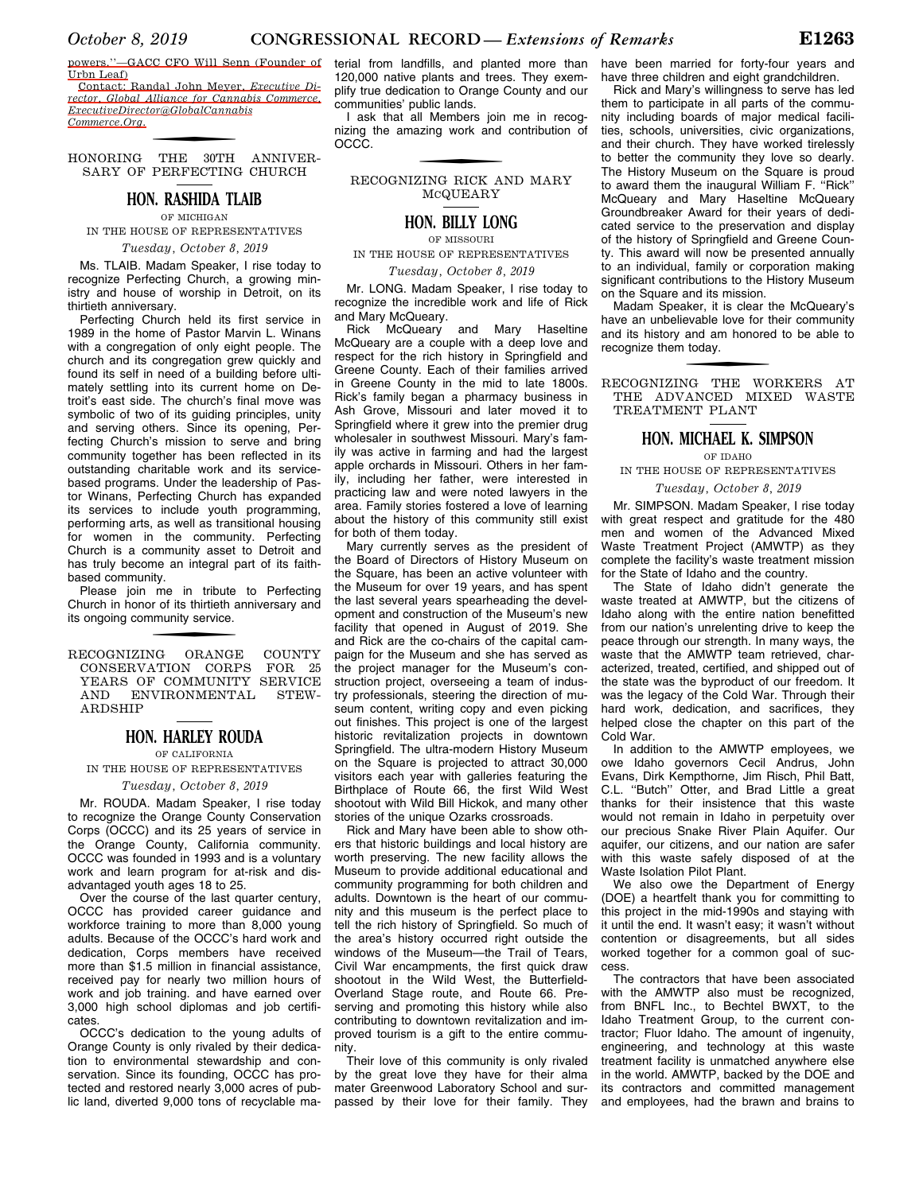powers.''—GACC CFO Will Senn (Founder of Urbn Leaf)

Contact: Randal John Meyer, *Executive Director, Global Alliance for Cannabis Commerce, ExecutiveDirector@GlobalCannabis Commerce.Org.*

## HONORING THE 30TH ANNIVERSARY OF PERFECTING CHURCH

### HON. RASHIDA TLAIB

OF MICHIGAN

IN THE HOUSE OF REPRESENTATIVES

*Tuesday, October 8, 2019*

Ms. TLAIB. Madam Speaker, I rise today to recognize Perfecting Church, a growing ministry and house of worship in Detroit, on its thirtieth anniversary.

Perfecting Church held its first service in 1989 in the home of Pastor Marvin L. Winans with a congregation of only eight people. The church and its congregation grew quickly and found its self in need of a building before ultimately settling into its current home on Detroit's east side. The church's final move was symbolic of two of its guiding principles, unity and serving others. Since its opening, Perfecting Church's mission to serve and bring community together has been reflected in its outstanding charitable work and its service-based programs. Under the leadership of Pastor Winans, Perfecting Church has expanded its services to include youth programming, performing arts, as well as transitional housing for women in the community. Perfecting Church is a community asset to Detroit and has truly become an integral part of its faith-based community.

Please join me in tribute to Perfecting Church in honor of its thirtieth anniversary and its ongoing community service.

## RECOGNIZING ORANGE COUNTY CONSERVATION CORPS FOR 25 YEARS OF COMMUNITY SERVICE AND ENVIRONMENTAL STEWARDSHIP

### HON. HARLEY ROUDA

OF CALIFORNIA

IN THE HOUSE OF REPRESENTATIVES

*Tuesday, October 8, 2019*

Mr. ROUDA. Madam Speaker, I rise today to recognize the Orange County Conservation Corps (OCCC) and its 25 years of service in the Orange County, California community. OCCC was founded in 1993 and is a voluntary work and learn program for at-risk and disadvantaged youth ages 18 to 25.

Over the course of the last quarter century, OCCC has provided career guidance and workforce training to more than 8,000 young adults. Because of the OCCC's hard work and dedication, Corps members have received more than $1.5 million in financial assistance, received pay for nearly two million hours of work and job training. and have earned over 3,000 high school diplomas and job certificates.

OCCC's dedication to the young adults of Orange County is only rivaled by their dedication to environmental stewardship and conservation. Since its founding, OCCC has protected and restored nearly 3,000 acres of public land, diverted 9,000 tons of recyclable material from landfills, and planted more than 120,000 native plants and trees. They exemplify true dedication to Orange County and our communities' public lands.

I ask that all Members join me in recognizing the amazing work and contribution of OCCC.

## RECOGNIZING RICK AND MARY MCQUEARY

### HON. BILLY LONG

OF MISSOURI

IN THE HOUSE OF REPRESENTATIVES

*Tuesday, October 8, 2019*

Mr. LONG. Madam Speaker, I rise today to recognize the incredible work and life of Rick and Mary McQueary.

Rick McQueary and Mary Haseltine McQueary are a couple with a deep love and respect for the rich history in Springfield and Greene County. Each of their families arrived in Greene County in the mid to late 1800s. Rick's family began a pharmacy business in Ash Grove, Missouri and later moved it to Springfield where it grew into the premier drug wholesaler in southwest Missouri. Mary's family was active in farming and had the largest apple orchards in Missouri. Others in her family, including her father, were interested in practicing law and were noted lawyers in the area. Family stories fostered a love of learning about the history of this community still exist for both of them today.

Mary currently serves as the president of the Board of Directors of History Museum on the Square, has been an active volunteer with the Museum for over 19 years, and has spent the last several years spearheading the development and construction of the Museum's new facility that opened in August of 2019. She and Rick are the co-chairs of the capital campaign for the Museum and she has served as the project manager for the Museum's construction project, overseeing a team of industry professionals, steering the direction of museum content, writing copy and even picking out finishes. This project is one of the largest historic revitalization projects in downtown Springfield. The ultra-modern History Museum on the Square is projected to attract 30,000 visitors each year with galleries featuring the Birthplace of Route 66, the first Wild West shootout with Wild Bill Hickok, and many other stories of the unique Ozarks crossroads.

Rick and Mary have been able to show others that historic buildings and local history are worth preserving. The new facility allows the Museum to provide additional educational and community programming for both children and adults. Downtown is the heart of our community and this museum is the perfect place to tell the rich history of Springfield. So much of the area's history occurred right outside the windows of the Museum—the Trail of Tears, Civil War encampments, the first quick draw shootout in the Wild West, the Butterfield-Overland Stage route, and Route 66. Preserving and promoting this history while also contributing to downtown revitalization and improved tourism is a gift to the entire community.

Their love of this community is only rivaled by the great love they have for their alma mater Greenwood Laboratory School and surpassed by their love for their family. They have been married for forty-four years and have three children and eight grandchildren.

Rick and Mary's willingness to serve has led them to participate in all parts of the community including boards of major medical facilities, schools, universities, civic organizations, and their church. They have worked tirelessly to better the community they love so dearly. The History Museum on the Square is proud to award them the inaugural William F. ''Rick'' McQueary and Mary Haseltine McQueary Groundbreaker Award for their years of dedicated service to the preservation and display of the history of Springfield and Greene County. This award will now be presented annually to an individual, family or corporation making significant contributions to the History Museum on the Square and its mission.

Madam Speaker, it is clear the McQueary's have an unbelievable love for their community and its history and am honored to be able to recognize them today.

## RECOGNIZING THE WORKERS AT THE ADVANCED MIXED WASTE TREATMENT PLANT

### HON. MICHAEL K. SIMPSON

OF IDAHO

IN THE HOUSE OF REPRESENTATIVES

*Tuesday, October 8, 2019*

Mr. SIMPSON. Madam Speaker, I rise today with great respect and gratitude for the 480 men and women of the Advanced Mixed Waste Treatment Project (AMWTP) as they complete the facility's waste treatment mission for the State of Idaho and the country.

The State of Idaho didn't generate the waste treated at AMWTP, but the citizens of Idaho along with the entire nation benefitted from our nation's unrelenting drive to keep the peace through our strength. In many ways, the waste that the AMWTP team retrieved, characterized, treated, certified, and shipped out of the state was the byproduct of our freedom. It was the legacy of the Cold War. Through their hard work, dedication, and sacrifices, they helped close the chapter on this part of the Cold War.

In addition to the AMWTP employees, we owe Idaho governors Cecil Andrus, John Evans, Dirk Kempthorne, Jim Risch, Phil Batt, C.L. ''Butch'' Otter, and Brad Little a great thanks for their insistence that this waste would not remain in Idaho in perpetuity over our precious Snake River Plain Aquifer. Our aquifer, our citizens, and our nation are safer with this waste safely disposed of at the Waste Isolation Pilot Plant.

We also owe the Department of Energy (DOE) a heartfelt thank you for committing to this project in the mid-1990s and staying with it until the end. It wasn't easy; it wasn't without contention or disagreements, but all sides worked together for a common goal of success.

The contractors that have been associated with the AMWTP also must be recognized, from BNFL Inc., to Bechtel BWXT, to the Idaho Treatment Group, to the current contractor; Fluor Idaho. The amount of ingenuity, engineering, and technology at this waste treatment facility is unmatched anywhere else in the world. AMWTP, backed by the DOE and its contractors and committed management and employees, had the brawn and brains to